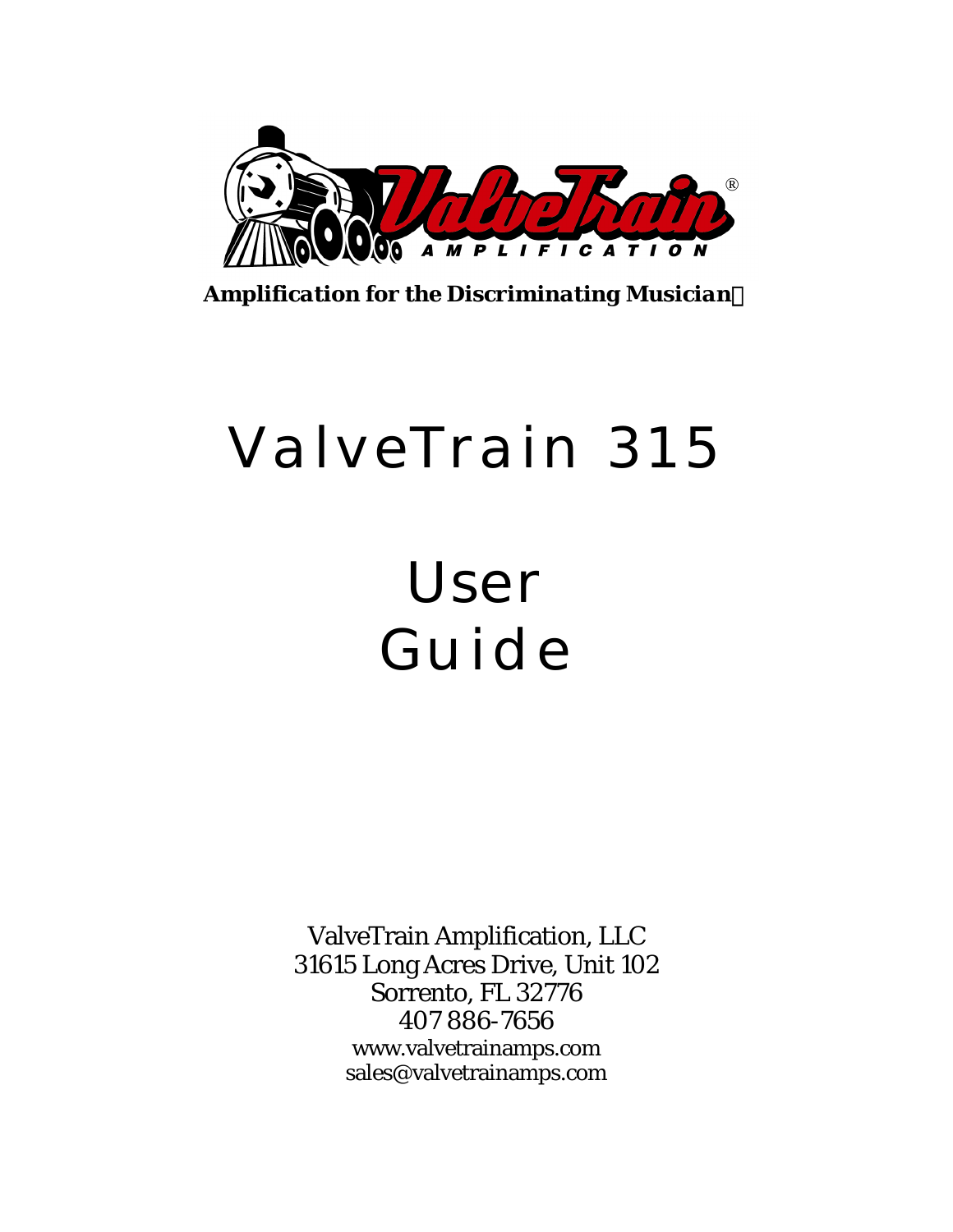***Amplification for the Discriminating Musician***

# ValveTrain 315

# User Guide

ValveTrain Amplification, LLC
31615 Long Acres Drive, Unit 102
Sorrento, FL 32776
407 886-7656
www.valvetrainamps.com
sales@valvetrainamps.com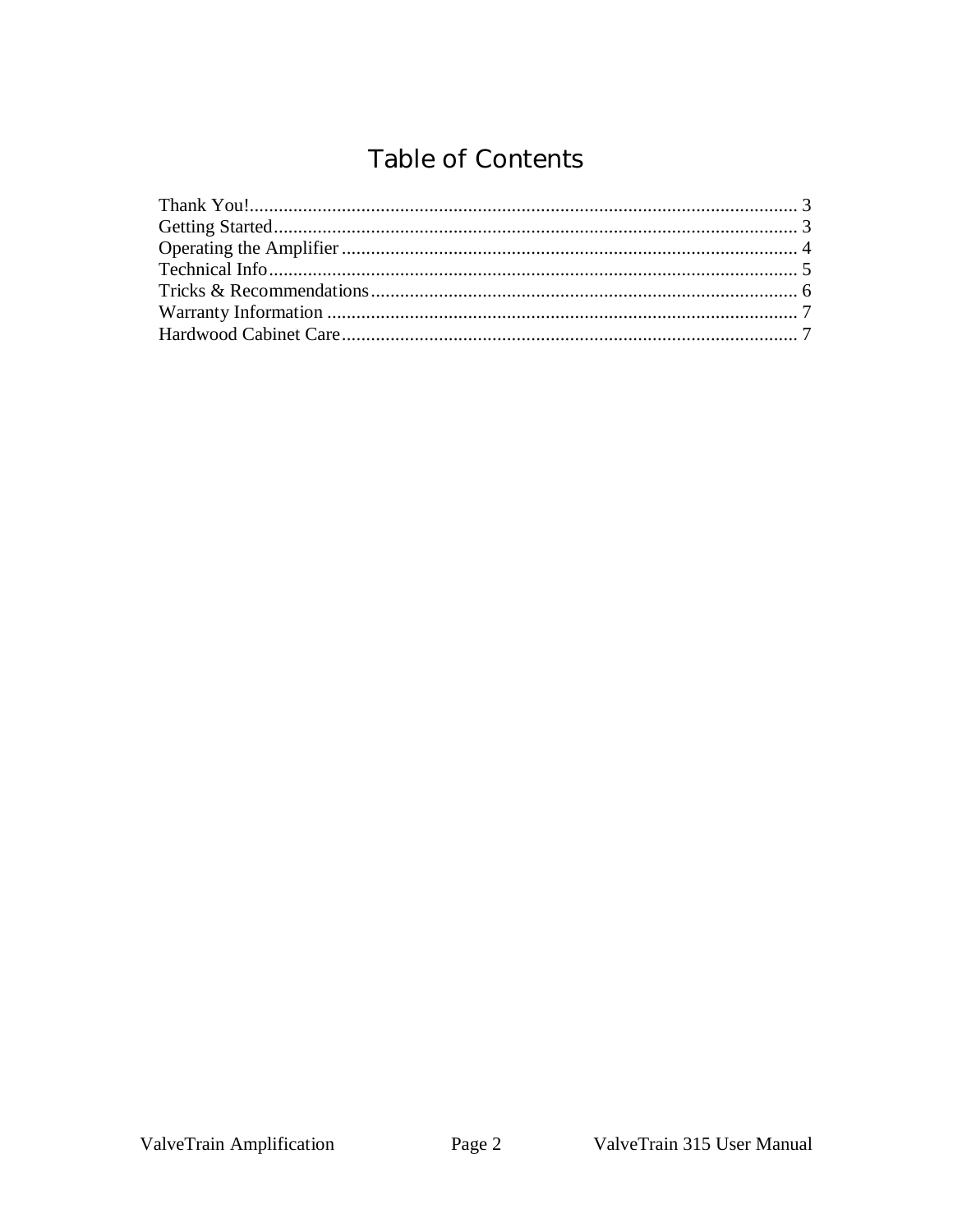# Table of Contents

Thank You!................................................................................................................. 3
Getting Started............................................................................................................ 3
Operating the Amplifier .............................................................................................. 4
Technical Info............................................................................................................. 5
Tricks & Recommendations........................................................................................ 6
Warranty Information ................................................................................................. 7
Hardwood Cabinet Care.............................................................................................. 7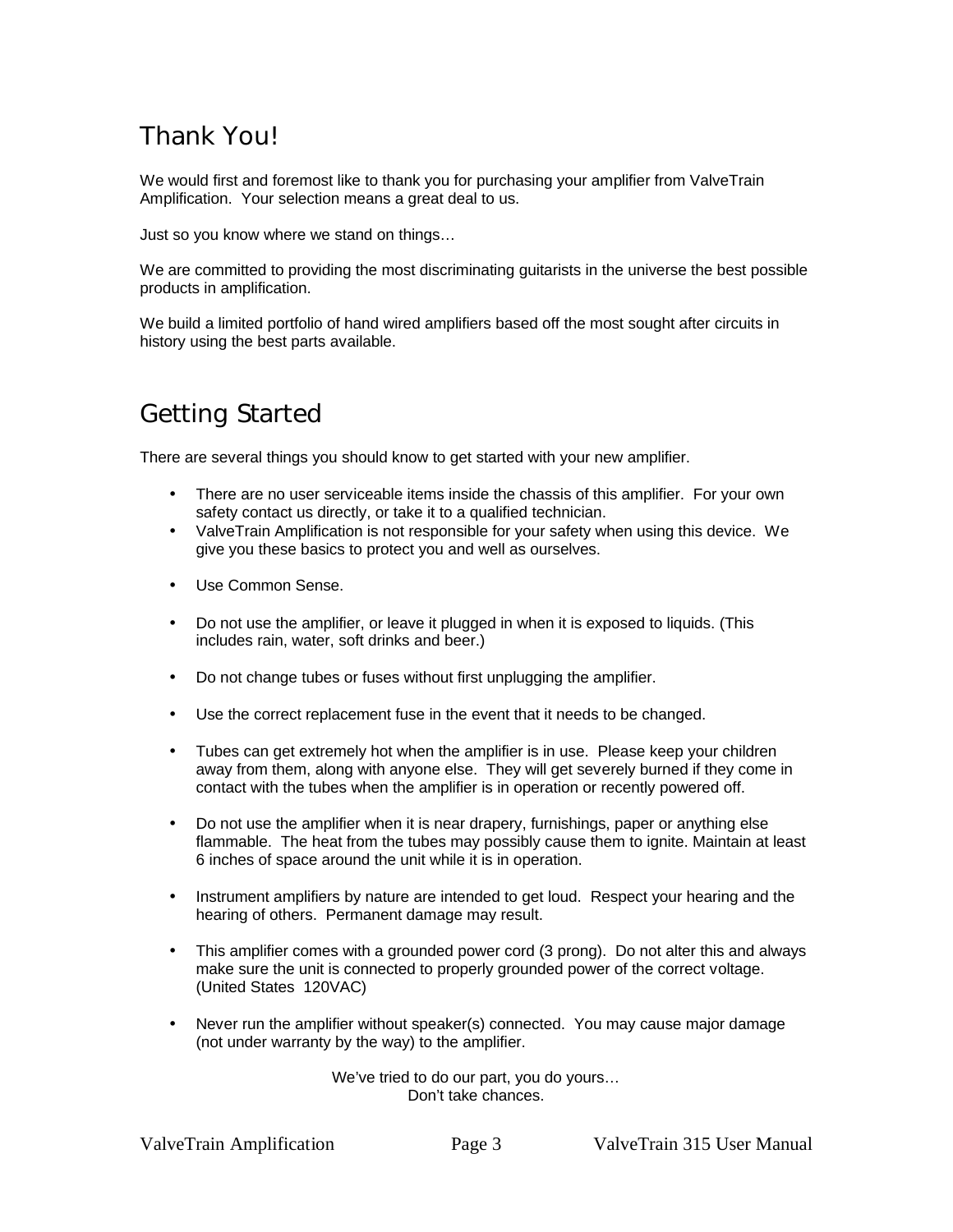## Thank You!

We would first and foremost like to thank you for purchasing your amplifier from ValveTrain Amplification. Your selection means a great deal to us.

Just so you know where we stand on things…

We are committed to providing the most discriminating guitarists in the universe the best possible products in amplification.

We build a limited portfolio of hand wired amplifiers based off the most sought after circuits in history using the best parts available.

## Getting Started

There are several things you should know to get started with your new amplifier.

- There are no user serviceable items inside the chassis of this amplifier. For your own safety contact us directly, or take it to a qualified technician.
- ValveTrain Amplification is not responsible for your safety when using this device. We give you these basics to protect you and well as ourselves.
- Use Common Sense.
- Do not use the amplifier, or leave it plugged in when it is exposed to liquids. (This includes rain, water, soft drinks and beer.)
- Do not change tubes or fuses without first unplugging the amplifier.
- Use the correct replacement fuse in the event that it needs to be changed.
- Tubes can get extremely hot when the amplifier is in use. Please keep your children away from them, along with anyone else. They will get severely burned if they come in contact with the tubes when the amplifier is in operation or recently powered off.
- Do not use the amplifier when it is near drapery, furnishings, paper or anything else flammable. The heat from the tubes may possibly cause them to ignite. Maintain at least 6 inches of space around the unit while it is in operation.
- Instrument amplifiers by nature are intended to get loud. Respect your hearing and the hearing of others. Permanent damage may result.
- This amplifier comes with a grounded power cord (3 prong). Do not alter this and always make sure the unit is connected to properly grounded power of the correct voltage. (United States 120VAC)
- Never run the amplifier without speaker(s) connected. You may cause major damage (not under warranty by the way) to the amplifier.

We've tried to do our part, you do yours…
Don't take chances.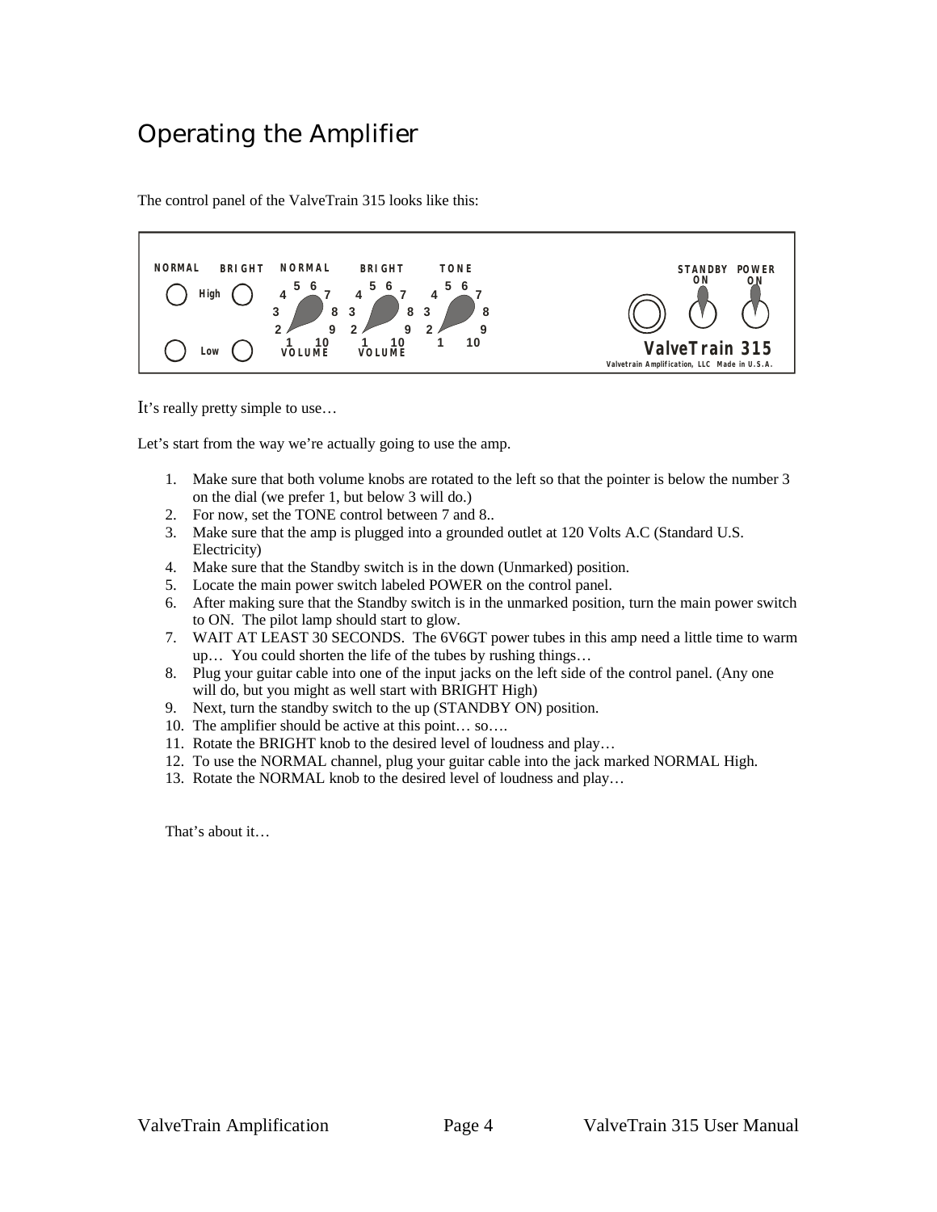# Operating the Amplifier

The control panel of the ValveTrain 315 looks like this:

It's really pretty simple to use…

Let's start from the way we're actually going to use the amp.

1. Make sure that both volume knobs are rotated to the left so that the pointer is below the number 3 on the dial (we prefer 1, but below 3 will do.)
2. For now, set the TONE control between 7 and 8..
3. Make sure that the amp is plugged into a grounded outlet at 120 Volts A.C (Standard U.S. Electricity)
4. Make sure that the Standby switch is in the down (Unmarked) position.
5. Locate the main power switch labeled POWER on the control panel.
6. After making sure that the Standby switch is in the unmarked position, turn the main power switch to ON. The pilot lamp should start to glow.
7. WAIT AT LEAST 30 SECONDS. The 6V6GT power tubes in this amp need a little time to warm up… You could shorten the life of the tubes by rushing things…
8. Plug your guitar cable into one of the input jacks on the left side of the control panel. (Any one will do, but you might as well start with BRIGHT High)
9. Next, turn the standby switch to the up (STANDBY ON) position.
10. The amplifier should be active at this point… so….
11. Rotate the BRIGHT knob to the desired level of loudness and play…
12. To use the NORMAL channel, plug your guitar cable into the jack marked NORMAL High.
13. Rotate the NORMAL knob to the desired level of loudness and play…

That's about it…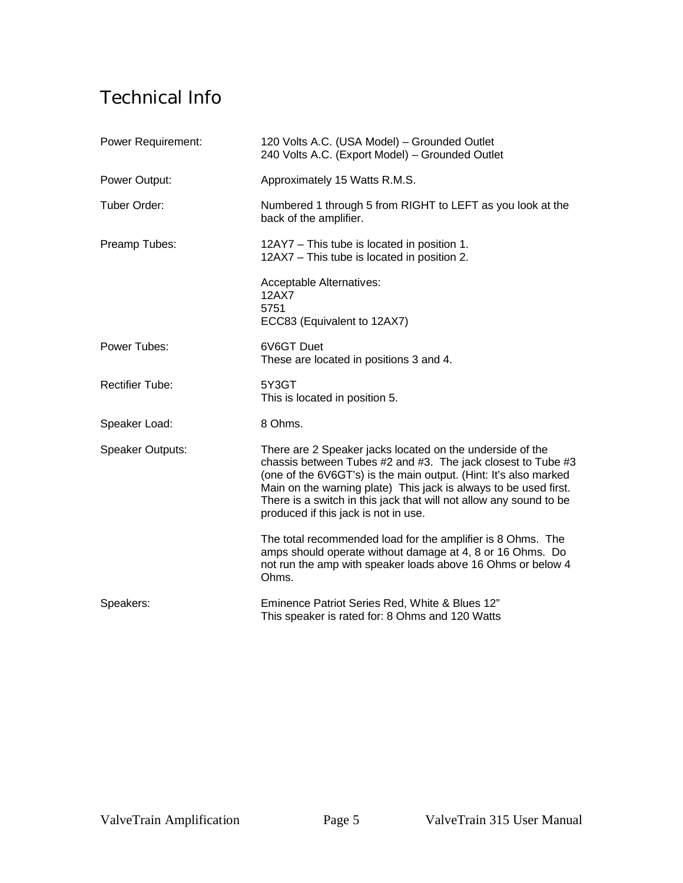# Technical Info

| | |
|---|---|
| Power Requirement: | 120 Volts A.C. (USA Model) – Grounded Outlet<br>240 Volts A.C. (Export Model) – Grounded Outlet |
| Power Output: | Approximately 15 Watts R.M.S. |
| Tuber Order: | Numbered 1 through 5 from RIGHT to LEFT as you look at the back of the amplifier. |
| Preamp Tubes: | 12AY7 – This tube is located in position 1.<br>12AX7 – This tube is located in position 2.<br><br>Acceptable Alternatives:<br>12AX7<br>5751<br>ECC83 (Equivalent to 12AX7) |
| Power Tubes: | 6V6GT Duet<br>These are located in positions 3 and 4. |
| Rectifier Tube: | 5Y3GT<br>This is located in position 5. |
| Speaker Load: | 8 Ohms. |
| Speaker Outputs: | There are 2 Speaker jacks located on the underside of the chassis between Tubes #2 and #3. The jack closest to Tube #3 (one of the 6V6GT's) is the main output. (Hint: It's also marked Main on the warning plate) This jack is always to be used first. There is a switch in this jack that will not allow any sound to be produced if this jack is not in use.<br><br>The total recommended load for the amplifier is 8 Ohms. The amps should operate without damage at 4, 8 or 16 Ohms. Do not run the amp with speaker loads above 16 Ohms or below 4 Ohms. |
| Speakers: | Eminence Patriot Series Red, White & Blues 12"<br>This speaker is rated for: 8 Ohms and 120 Watts |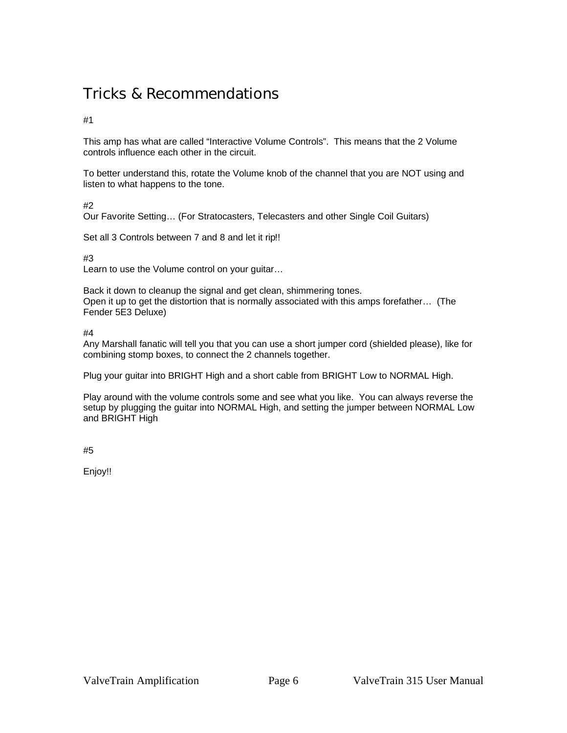# Tricks & Recommendations

#1

This amp has what are called "Interactive Volume Controls". This means that the 2 Volume controls influence each other in the circuit.

To better understand this, rotate the Volume knob of the channel that you are NOT using and listen to what happens to the tone.

#2
Our Favorite Setting… (For Stratocasters, Telecasters and other Single Coil Guitars)

Set all 3 Controls between 7 and 8 and let it rip!!

#3
Learn to use the Volume control on your guitar…

Back it down to cleanup the signal and get clean, shimmering tones.
Open it up to get the distortion that is normally associated with this amps forefather… (The Fender 5E3 Deluxe)

#4
Any Marshall fanatic will tell you that you can use a short jumper cord (shielded please), like for combining stomp boxes, to connect the 2 channels together.

Plug your guitar into BRIGHT High and a short cable from BRIGHT Low to NORMAL High.

Play around with the volume controls some and see what you like. You can always reverse the setup by plugging the guitar into NORMAL High, and setting the jumper between NORMAL Low and BRIGHT High

#5

Enjoy!!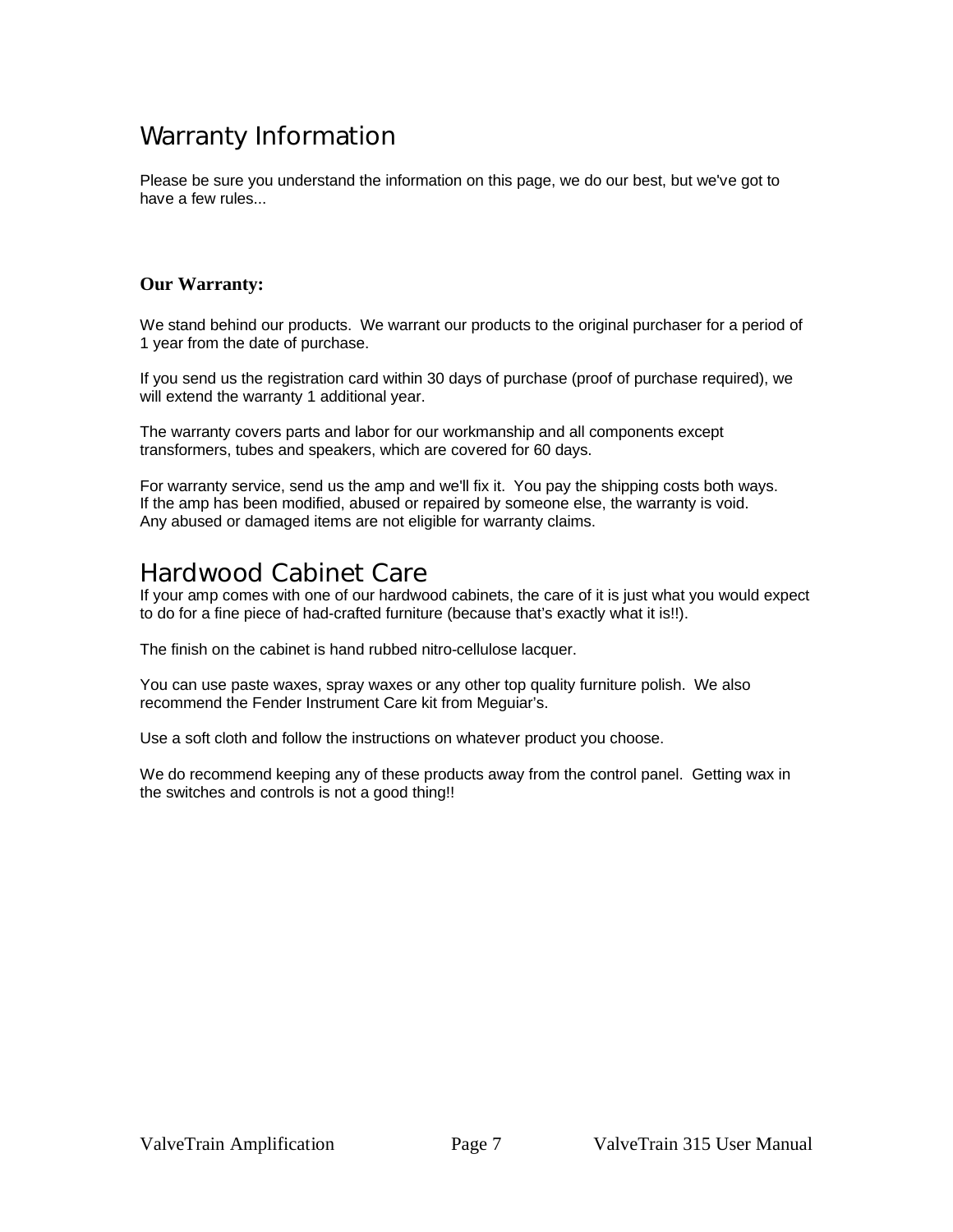# Warranty Information

Please be sure you understand the information on this page, we do our best, but we've got to have a few rules...

### Our Warranty:

We stand behind our products. We warrant our products to the original purchaser for a period of 1 year from the date of purchase.

If you send us the registration card within 30 days of purchase (proof of purchase required), we will extend the warranty 1 additional year.

The warranty covers parts and labor for our workmanship and all components except transformers, tubes and speakers, which are covered for 60 days.

For warranty service, send us the amp and we'll fix it. You pay the shipping costs both ways.
If the amp has been modified, abused or repaired by someone else, the warranty is void.
Any abused or damaged items are not eligible for warranty claims.

# Hardwood Cabinet Care

If your amp comes with one of our hardwood cabinets, the care of it is just what you would expect to do for a fine piece of had-crafted furniture (because that's exactly what it is!!).

The finish on the cabinet is hand rubbed nitro-cellulose lacquer.

You can use paste waxes, spray waxes or any other top quality furniture polish. We also recommend the Fender Instrument Care kit from Meguiar's.

Use a soft cloth and follow the instructions on whatever product you choose.

We do recommend keeping any of these products away from the control panel. Getting wax in the switches and controls is not a good thing!!